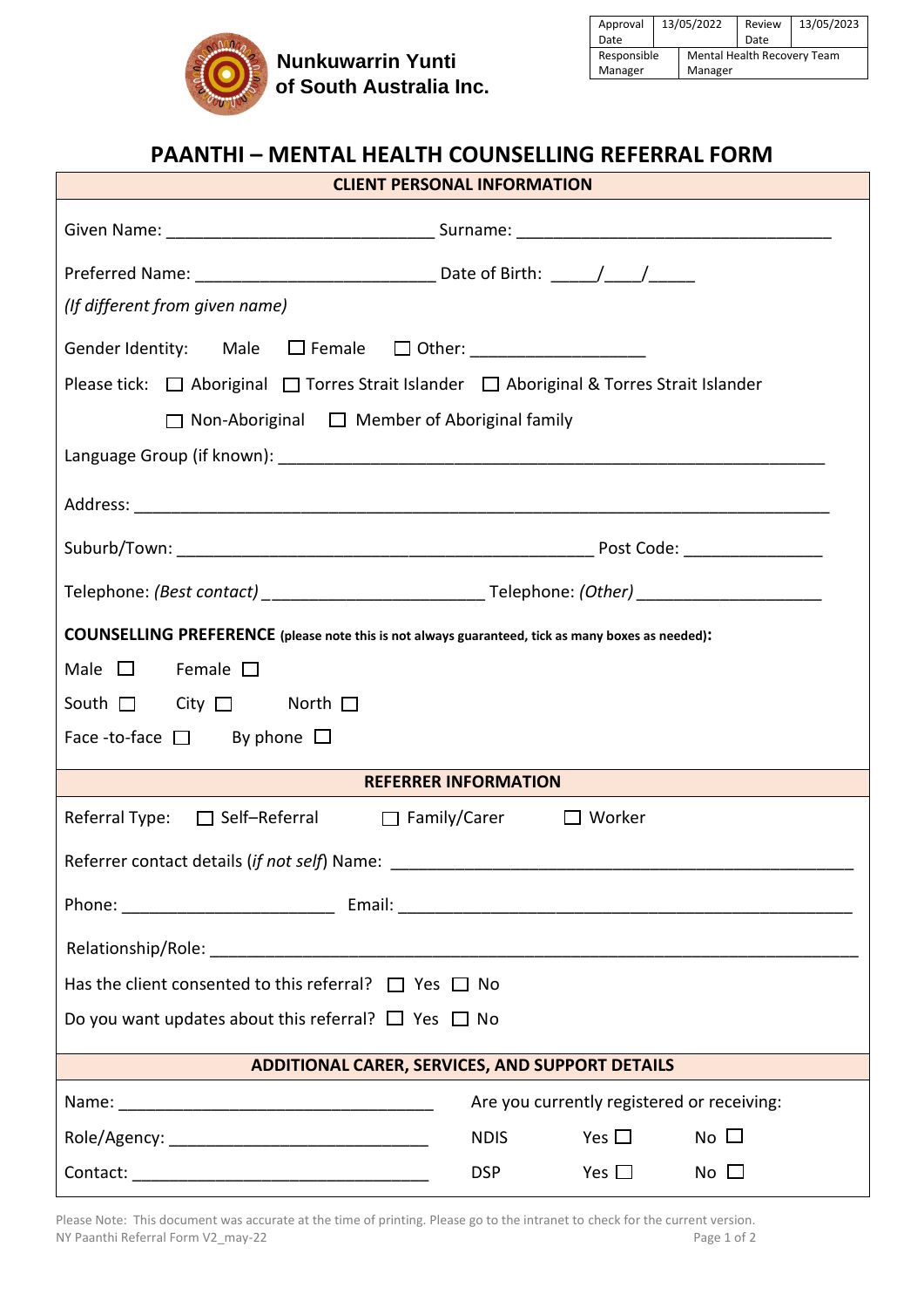**Nunkuwarrin Yunti of South Australia Inc.**

| Approval Date | 13/05/2022 | Review Date | 13/05/2023 |
|---|---|---|---|
| Responsible Manager | Mental Health Recovery Team Manager | | |

# PAANTHI – MENTAL HEALTH COUNSELLING REFERRAL FORM

## CLIENT PERSONAL INFORMATION

Given Name: ____________________________ Surname: _________________________________

Preferred Name: _________________________ Date of Birth: _____/____/_____

*(If different from given name)*

Gender Identity: Male ☐ Female ☐ Other: __________________

Please tick: ☐ Aboriginal ☐ Torres Strait Islander ☐ Aboriginal & Torres Strait Islander

☐ Non-Aboriginal ☐ Member of Aboriginal family

Language Group (if known): _________________________________________________________

Address: ________________________________________________________________________

Suburb/Town: ____________________________________________ Post Code: ______________

Telephone: *(Best contact)* _______________________ Telephone: *(Other)* ___________________

**COUNSELLING PREFERENCE (please note this is not always guaranteed, tick as many boxes as needed):**

Male ☐ Female ☐

South ☐ City ☐ North ☐

Face -to-face ☐ By phone ☐

## REFERRER INFORMATION

Referral Type: ☐ Self–Referral ☐ Family/Carer ☐ Worker

Referrer contact details (*if not self*) Name: ________________________________________________

Phone: ______________________ Email: _______________________________________________

Relationship/Role: ________________________________________________________________

Has the client consented to this referral? ☐ Yes ☐ No

Do you want updates about this referral? ☐ Yes ☐ No

## ADDITIONAL CARER, SERVICES, AND SUPPORT DETAILS

Name: _________________________________

Role/Agency: ___________________________

Contact: _______________________________

Are you currently registered or receiving:

| | | |
|---|---|---|
| NDIS | Yes ☐ | No ☐ |
| DSP | Yes ☐ | No ☐ |

Please Note: This document was accurate at the time of printing. Please go to the intranet to check for the current version.
NY Paanthi Referral Form V2_may-22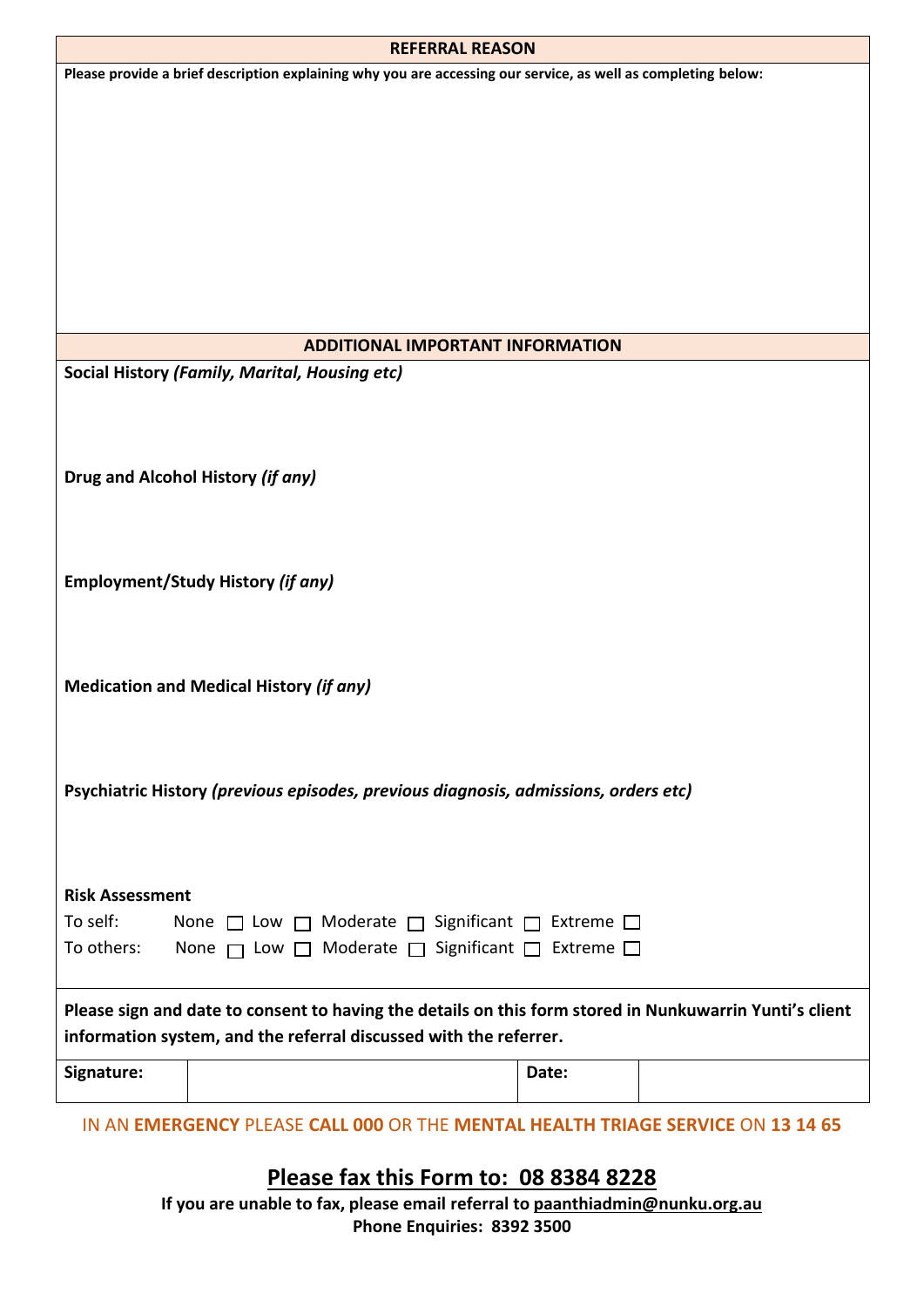## REFERRAL REASON

**Please provide a brief description explaining why you are accessing our service, as well as completing below:**

## ADDITIONAL IMPORTANT INFORMATION

**Social History *(Family, Marital, Housing etc)***

**Drug and Alcohol History *(if any)***

**Employment/Study History *(if any)***

**Medication and Medical History *(if any)***

**Psychiatric History *(previous episodes, previous diagnosis, admissions, orders etc)***

**Risk Assessment**

To self: None ☐ Low ☐ Moderate ☐ Significant ☐ Extreme ☐

To others: None ☐ Low ☐ Moderate ☐ Significant ☐ Extreme ☐

**Please sign and date to consent to having the details on this form stored in Nunkuwarrin Yunti's client information system, and the referral discussed with the referrer.**

| | | | |
|---|---|---|---|
| **Signature:** | | **Date:** | |

IN AN **EMERGENCY** PLEASE **CALL 000** OR THE **MENTAL HEALTH TRIAGE SERVICE** ON **13 14 65**

## Please fax this Form to: 08 8384 8228

**If you are unable to fax, please email referral to paanthiadmin@nunku.org.au**

**Phone Enquiries: 8392 3500**